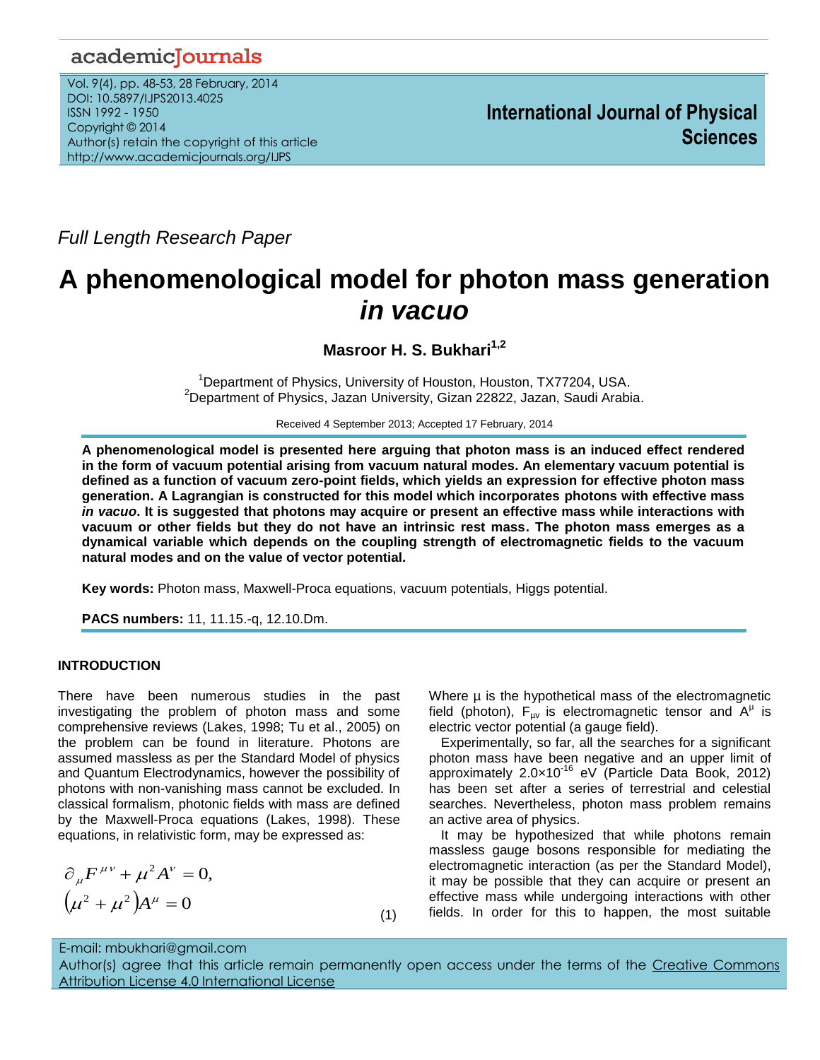academicJournals

Vol. 9(4), pp. 48-53, 28 February, 2014
DOI: 10.5897/IJPS2013.4025
ISSN 1992 - 1950
Copyright © 2014
Author(s) retain the copyright of this article
http://www.academicjournals.org/IJPS

**International Journal of Physical Sciences**

*Full Length Research Paper*

# A phenomenological model for photon mass generation *in vacuo*

**Masroor H. S. Bukhari[1,2]**

[1]Department of Physics, University of Houston, Houston, TX77204, USA.
[2]Department of Physics, Jazan University, Gizan 22822, Jazan, Saudi Arabia.

Received 4 September 2013; Accepted 17 February, 2014

**A phenomenological model is presented here arguing that photon mass is an induced effect rendered in the form of vacuum potential arising from vacuum natural modes. An elementary vacuum potential is defined as a function of vacuum zero-point fields, which yields an expression for effective photon mass generation. A Lagrangian is constructed for this model which incorporates photons with effective mass *in vacuo*. It is suggested that photons may acquire or present an effective mass while interactions with vacuum or other fields but they do not have an intrinsic rest mass. The photon mass emerges as a dynamical variable which depends on the coupling strength of electromagnetic fields to the vacuum natural modes and on the value of vector potential.**

**Key words:** Photon mass, Maxwell-Proca equations, vacuum potentials, Higgs potential.

**PACS numbers:** 11, 11.15.-q, 12.10.Dm.

## INTRODUCTION

There have been numerous studies in the past investigating the problem of photon mass and some comprehensive reviews (Lakes, 1998; Tu et al., 2005) on the problem can be found in literature. Photons are assumed massless as per the Standard Model of physics and Quantum Electrodynamics, however the possibility of photons with non-vanishing mass cannot be excluded. In classical formalism, photonic fields with mass are defined by the Maxwell-Proca equations (Lakes, 1998). These equations, in relativistic form, may be expressed as:

$$\partial_{\mu}F^{\mu\nu} + \mu^{2}A^{\nu} = 0,$$
$$\left(\mu^{2} + \mu^{2}\right)A^{\mu} = 0 \qquad (1)$$

Where μ is the hypothetical mass of the electromagnetic field (photon), $F_{\mu\nu}$ is electromagnetic tensor and $A^{\mu}$ is electric vector potential (a gauge field).

Experimentally, so far, all the searches for a significant photon mass have been negative and an upper limit of approximately $2.0\times10^{-16}$ eV (Particle Data Book, 2012) has been set after a series of terrestrial and celestial searches. Nevertheless, photon mass problem remains an active area of physics.

It may be hypothesized that while photons remain massless gauge bosons responsible for mediating the electromagnetic interaction (as per the Standard Model), it may be possible that they can acquire or present an effective mass while undergoing interactions with other fields. In order for this to happen, the most suitable

E-mail: mbukhari@gmail.com
Author(s) agree that this article remain permanently open access under the terms of the Creative Commons Attribution License 4.0 International License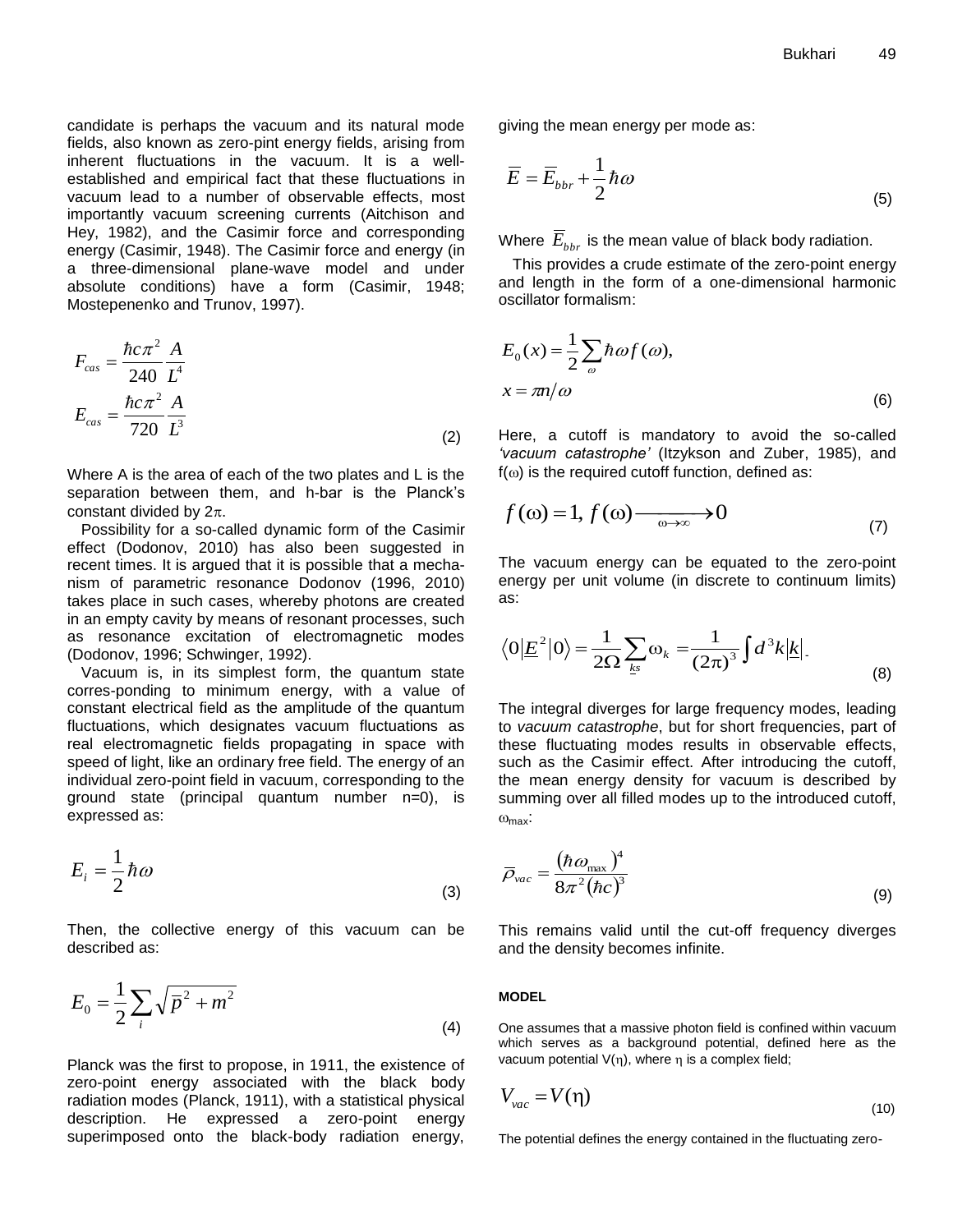candidate is perhaps the vacuum and its natural mode fields, also known as zero-pint energy fields, arising from inherent fluctuations in the vacuum. It is a well-established and empirical fact that these fluctuations in vacuum lead to a number of observable effects, most importantly vacuum screening currents (Aitchison and Hey, 1982), and the Casimir force and corresponding energy (Casimir, 1948). The Casimir force and energy (in a three-dimensional plane-wave model and under absolute conditions) have a form (Casimir, 1948; Mostepenenko and Trunov, 1997).

$$F_{cas} = \frac{\hbar c \pi^2}{240} \frac{A}{L^4}$$
$$E_{cas} = \frac{\hbar c \pi^2}{720} \frac{A}{L^3} \tag{2}$$

Where A is the area of each of the two plates and L is the separation between them, and h-bar is the Planck's constant divided by $2\pi$.

Possibility for a so-called dynamic form of the Casimir effect (Dodonov, 2010) has also been suggested in recent times. It is argued that it is possible that a mechanism of parametric resonance Dodonov (1996, 2010) takes place in such cases, whereby photons are created in an empty cavity by means of resonant processes, such as resonance excitation of electromagnetic modes (Dodonov, 1996; Schwinger, 1992).

Vacuum is, in its simplest form, the quantum state corres-ponding to minimum energy, with a value of constant electrical field as the amplitude of the quantum fluctuations, which designates vacuum fluctuations as real electromagnetic fields propagating in space with speed of light, like an ordinary free field. The energy of an individual zero-point field in vacuum, corresponding to the ground state (principal quantum number n=0), is expressed as:

$$E_i = \frac{1}{2}\hbar\omega \tag{3}$$

Then, the collective energy of this vacuum can be described as:

$$E_0 = \frac{1}{2}\sum_i \sqrt{\bar{p}^2 + m^2} \tag{4}$$

Planck was the first to propose, in 1911, the existence of zero-point energy associated with the black body radiation modes (Planck, 1911), with a statistical physical description. He expressed a zero-point energy superimposed onto the black-body radiation energy, giving the mean energy per mode as:

$$\bar{E} = \bar{E}_{bbr} + \frac{1}{2}\hbar\omega \tag{5}$$

Where $\bar{E}_{bbr}$ is the mean value of black body radiation.

This provides a crude estimate of the zero-point energy and length in the form of a one-dimensional harmonic oscillator formalism:

$$E_0(x) = \frac{1}{2}\sum_{\omega} \hbar\omega f(\omega),$$
$$x = \pi n/\omega \tag{6}$$

Here, a cutoff is mandatory to avoid the so-called *'vacuum catastrophe'* (Itzykson and Zuber, 1985), and $f(\omega)$ is the required cutoff function, defined as:

$$f(\omega) = 1,\ f(\omega) \xrightarrow[\omega\to\infty]{} 0 \tag{7}$$

The vacuum energy can be equated to the zero-point energy per unit volume (in discrete to continuum limits) as:

$$\langle 0|\underline{E}^2|0\rangle = \frac{1}{2\Omega}\sum_{\underline{k}s}\omega_k = \frac{1}{(2\pi)^3}\int d^3k|\underline{k}|. \tag{8}$$

The integral diverges for large frequency modes, leading to *vacuum catastrophe*, but for short frequencies, part of these fluctuating modes results in observable effects, such as the Casimir effect. After introducing the cutoff, the mean energy density for vacuum is described by summing over all filled modes up to the introduced cutoff, $\omega_{max}$:

$$\bar{\rho}_{vac} = \frac{(\hbar\omega_{max})^4}{8\pi^2(\hbar c)^3} \tag{9}$$

This remains valid until the cut-off frequency diverges and the density becomes infinite.

## MODEL

One assumes that a massive photon field is confined within vacuum which serves as a background potential, defined here as the vacuum potential $V(\eta)$, where $\eta$ is a complex field;

$$V_{vac} = V(\eta) \tag{10}$$

The potential defines the energy contained in the fluctuating zero-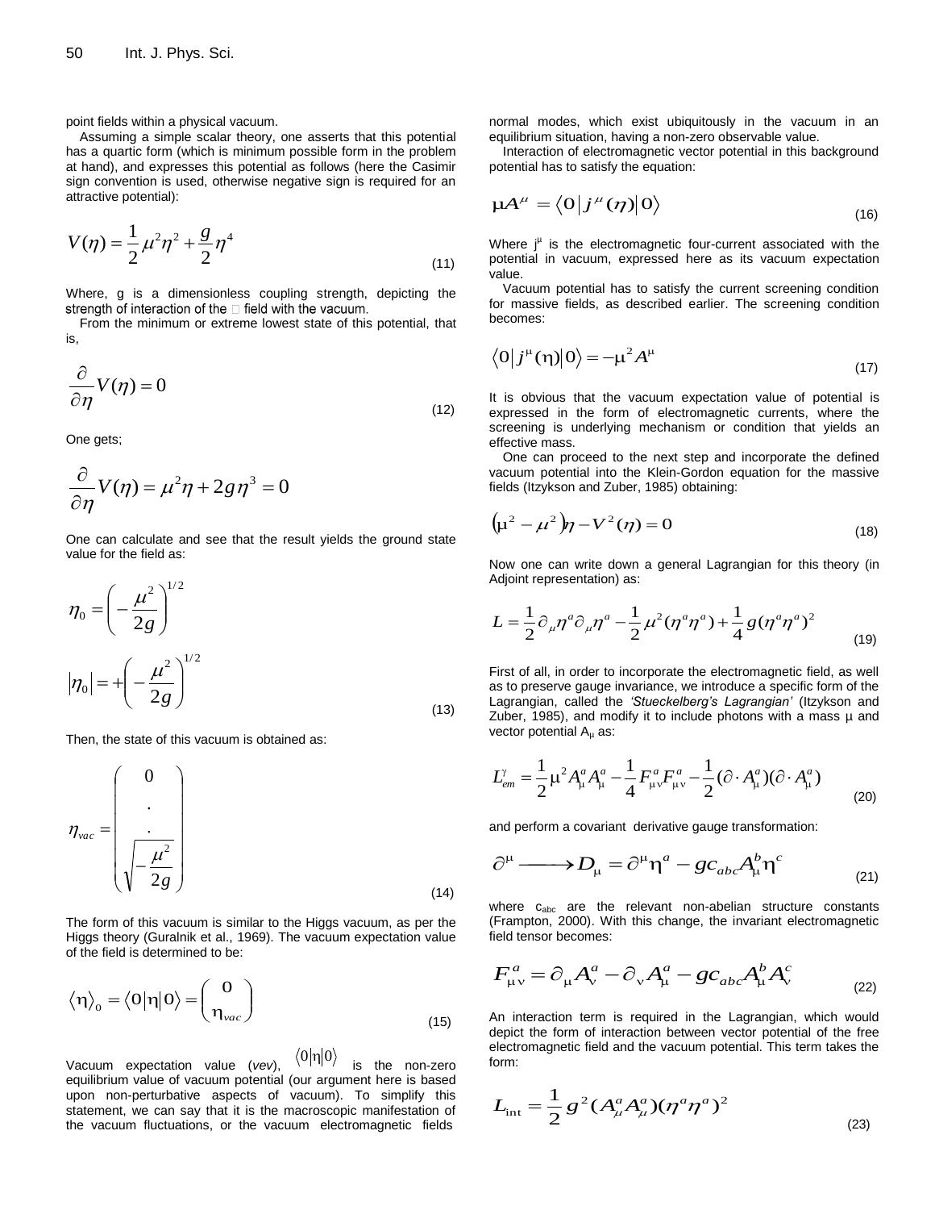point fields within a physical vacuum.

Assuming a simple scalar theory, one asserts that this potential has a quartic form (which is minimum possible form in the problem at hand), and expresses this potential as follows (here the Casimir sign convention is used, otherwise negative sign is required for an attractive potential):

$$V(\eta) = \frac{1}{2}\mu^2\eta^2 + \frac{g}{2}\eta^4 \tag{11}$$

Where, g is a dimensionless coupling strength, depicting the strength of interaction of the  field with the vacuum.

From the minimum or extreme lowest state of this potential, that is,

$$\frac{\partial}{\partial \eta}V(\eta) = 0 \tag{12}$$

One gets;

$$\frac{\partial}{\partial \eta}V(\eta) = \mu^2\eta + 2g\eta^3 = 0$$

One can calculate and see that the result yields the ground state value for the field as:

$$\eta_0 = \left(-\frac{\mu^2}{2g}\right)^{1/2}$$

$$|\eta_0| = +\left(-\frac{\mu^2}{2g}\right)^{1/2} \tag{13}$$

Then, the state of this vacuum is obtained as:

$$\eta_{vac} = \begin{pmatrix} 0 \\ . \\ . \\ \sqrt{-\dfrac{\mu^2}{2g}} \end{pmatrix} \tag{14}$$

The form of this vacuum is similar to the Higgs vacuum, as per the Higgs theory (Guralnik et al., 1969). The vacuum expectation value of the field is determined to be:

$$\langle \eta \rangle_0 = \langle 0|\eta|0\rangle = \begin{pmatrix} 0 \\ \eta_{vac} \end{pmatrix} \tag{15}$$

Vacuum expectation value (*vev*), $\langle 0|\eta|0\rangle$ is the non-zero equilibrium value of vacuum potential (our argument here is based upon non-perturbative aspects of vacuum). To simplify this statement, we can say that it is the macroscopic manifestation of the vacuum fluctuations, or the vacuum electromagnetic fields normal modes, which exist ubiquitously in the vacuum in an equilibrium situation, having a non-zero observable value.

Interaction of electromagnetic vector potential in this background potential has to satisfy the equation:

$$\mu A^{\mu} = \langle 0|j^{\mu}(\eta)|0\rangle \tag{16}$$

Where $j^{\mu}$ is the electromagnetic four-current associated with the potential in vacuum, expressed here as its vacuum expectation value.

Vacuum potential has to satisfy the current screening condition for massive fields, as described earlier. The screening condition becomes:

$$\langle 0|j^{\mu}(\eta)|0\rangle = -\mu^2 A^{\mu} \tag{17}$$

It is obvious that the vacuum expectation value of potential is expressed in the form of electromagnetic currents, where the screening is underlying mechanism or condition that yields an effective mass.

One can proceed to the next step and incorporate the defined vacuum potential into the Klein-Gordon equation for the massive fields (Itzykson and Zuber, 1985) obtaining:

$$\left(\mu^2 - \mu^2\right)\eta - V^2(\eta) = 0 \tag{18}$$

Now one can write down a general Lagrangian for this theory (in Adjoint representation) as:

$$L = \frac{1}{2}\partial_{\mu}\eta^a\partial_{\mu}\eta^a - \frac{1}{2}\mu^2(\eta^a\eta^a) + \frac{1}{4}g(\eta^a\eta^a)^2 \tag{19}$$

First of all, in order to incorporate the electromagnetic field, as well as to preserve gauge invariance, we introduce a specific form of the Lagrangian, called the *'Stueckelberg's Lagrangian'* (Itzykson and Zuber, 1985), and modify it to include photons with a mass μ and vector potential $A_{\mu}$ as:

$$L^{\gamma}_{em} = \frac{1}{2}\mu^2 A^a_{\mu}A^a_{\mu} - \frac{1}{4}F^a_{\mu\nu}F^a_{\mu\nu} - \frac{1}{2}(\partial \cdot A^a_{\mu})(\partial \cdot A^a_{\mu}) \tag{20}$$

and perform a covariant derivative gauge transformation:

$$\partial^{\mu} \longrightarrow D_{\mu} = \partial^{\mu}\eta^a - gc_{abc}A^b_{\mu}\eta^c \tag{21}$$

where $c_{abc}$ are the relevant non-abelian structure constants (Frampton, 2000). With this change, the invariant electromagnetic field tensor becomes:

$$F^a_{\mu\nu} = \partial_{\mu}A^a_{\nu} - \partial_{\nu}A^a_{\mu} - gc_{abc}A^b_{\mu}A^c_{\nu} \tag{22}$$

An interaction term is required in the Lagrangian, which would depict the form of interaction between vector potential of the free electromagnetic field and the vacuum potential. This term takes the form:

$$L_{\text{int}} = \frac{1}{2}g^2(A^a_{\mu}A^a_{\mu})(\eta^a\eta^a)^2 \tag{23}$$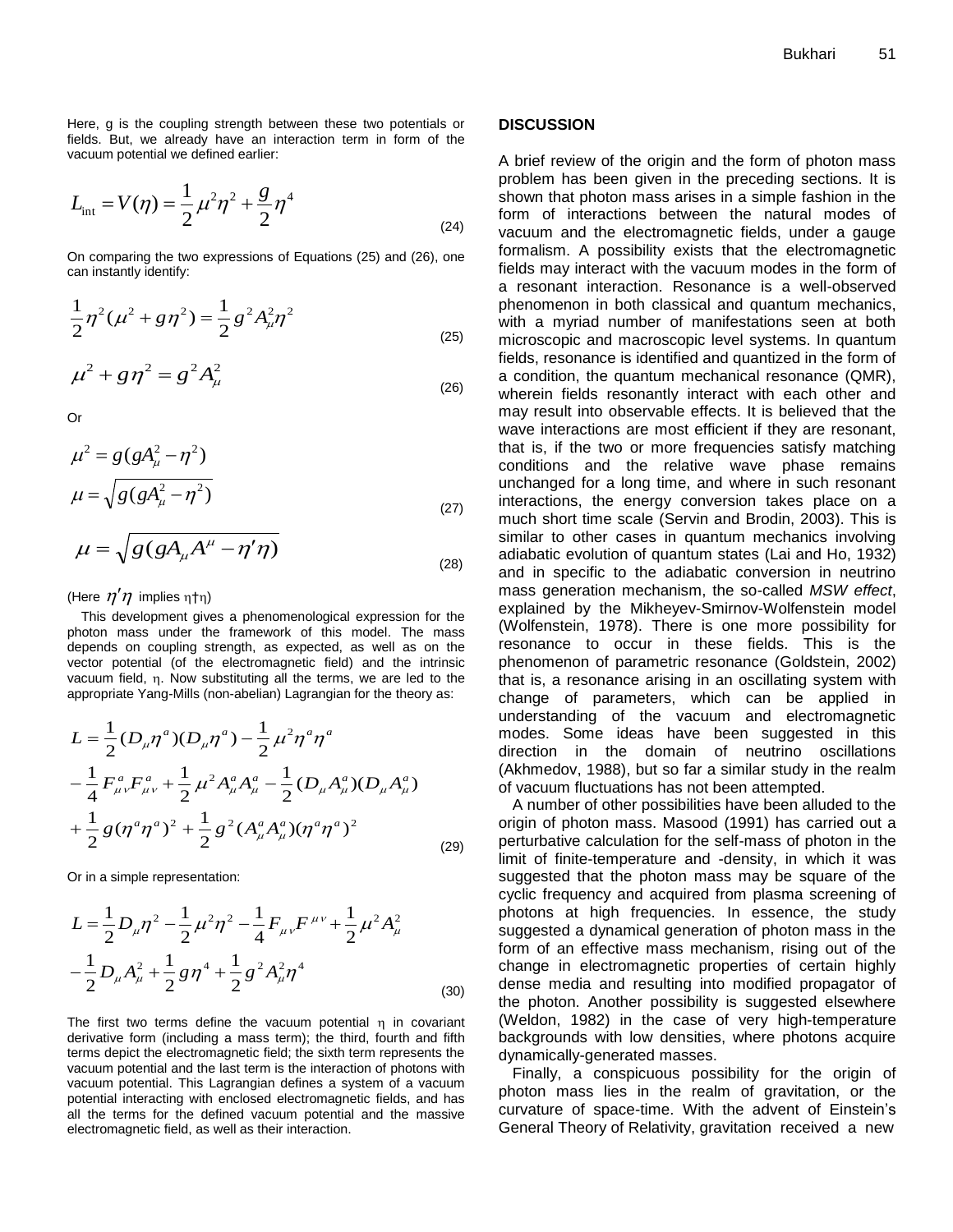Here, g is the coupling strength between these two potentials or fields. But, we already have an interaction term in form of the vacuum potential we defined earlier:

$$L_{\text{int}} = V(\eta) = \frac{1}{2}\mu^2\eta^2 + \frac{g}{2}\eta^4 \tag{24}$$

On comparing the two expressions of Equations (25) and (26), one can instantly identify:

$$\frac{1}{2}\eta^2(\mu^2 + g\eta^2) = \frac{1}{2}g^2 A_\mu^2 \eta^2 \tag{25}$$

$$\mu^2 + g\eta^2 = g^2 A_\mu^2 \tag{26}$$

Or

$$\mu^2 = g(gA_\mu^2 - \eta^2)$$
$$\mu = \sqrt{g(gA_\mu^2 - \eta^2)} \tag{27}$$

$$\mu = \sqrt{g(gA_\mu A^\mu - \eta'\eta)} \tag{28}$$

(Here $\eta'\eta$ implies $\eta^\dagger\eta$)

This development gives a phenomenological expression for the photon mass under the framework of this model. The mass depends on coupling strength, as expected, as well as on the vector potential (of the electromagnetic field) and the intrinsic vacuum field, $\eta$. Now substituting all the terms, we are led to the appropriate Yang-Mills (non-abelian) Lagrangian for the theory as:

$$\begin{aligned} L &= \frac{1}{2}(D_\mu\eta^a)(D_\mu\eta^a) - \frac{1}{2}\mu^2\eta^a\eta^a \\ &- \frac{1}{4}F_{\mu\nu}^a F_{\mu\nu}^a + \frac{1}{2}\mu^2 A_\mu^a A_\mu^a - \frac{1}{2}(D_\mu A_\mu^a)(D_\mu A_\mu^a) \\ &+ \frac{1}{2}g(\eta^a\eta^a)^2 + \frac{1}{2}g^2(A_\mu^a A_\mu^a)(\eta^a\eta^a)^2 \end{aligned} \tag{29}$$

Or in a simple representation:

$$\begin{aligned} L &= \frac{1}{2}D_\mu\eta^2 - \frac{1}{2}\mu^2\eta^2 - \frac{1}{4}F_{\mu\nu}F^{\mu\nu} + \frac{1}{2}\mu^2 A_\mu^2 \\ &- \frac{1}{2}D_\mu A_\mu^2 + \frac{1}{2}g\eta^4 + \frac{1}{2}g^2 A_\mu^2\eta^4 \end{aligned} \tag{30}$$

The first two terms define the vacuum potential $\eta$ in covariant derivative form (including a mass term); the third, fourth and fifth terms depict the electromagnetic field; the sixth term represents the vacuum potential and the last term is the interaction of photons with vacuum potential. This Lagrangian defines a system of a vacuum potential interacting with enclosed electromagnetic fields, and has all the terms for the defined vacuum potential and the massive electromagnetic field, as well as their interaction.

## DISCUSSION

A brief review of the origin and the form of photon mass problem has been given in the preceding sections. It is shown that photon mass arises in a simple fashion in the form of interactions between the natural modes of vacuum and the electromagnetic fields, under a gauge formalism. A possibility exists that the electromagnetic fields may interact with the vacuum modes in the form of a resonant interaction. Resonance is a well-observed phenomenon in both classical and quantum mechanics, with a myriad number of manifestations seen at both microscopic and macroscopic level systems. In quantum fields, resonance is identified and quantized in the form of a condition, the quantum mechanical resonance (QMR), wherein fields resonantly interact with each other and may result into observable effects. It is believed that the wave interactions are most efficient if they are resonant, that is, if the two or more frequencies satisfy matching conditions and the relative wave phase remains unchanged for a long time, and where in such resonant interactions, the energy conversion takes place on a much short time scale (Servin and Brodin, 2003). This is similar to other cases in quantum mechanics involving adiabatic evolution of quantum states (Lai and Ho, 1932) and in specific to the adiabatic conversion in neutrino mass generation mechanism, the so-called *MSW effect*, explained by the Mikheyev-Smirnov-Wolfenstein model (Wolfenstein, 1978). There is one more possibility for resonance to occur in these fields. This is the phenomenon of parametric resonance (Goldstein, 2002) that is, a resonance arising in an oscillating system with change of parameters, which can be applied in understanding of the vacuum and electromagnetic modes. Some ideas have been suggested in this direction in the domain of neutrino oscillations (Akhmedov, 1988), but so far a similar study in the realm of vacuum fluctuations has not been attempted.

A number of other possibilities have been alluded to the origin of photon mass. Masood (1991) has carried out a perturbative calculation for the self-mass of photon in the limit of finite-temperature and -density, in which it was suggested that the photon mass may be square of the cyclic frequency and acquired from plasma screening of photons at high frequencies. In essence, the study suggested a dynamical generation of photon mass in the form of an effective mass mechanism, rising out of the change in electromagnetic properties of certain highly dense media and resulting into modified propagator of the photon. Another possibility is suggested elsewhere (Weldon, 1982) in the case of very high-temperature backgrounds with low densities, where photons acquire dynamically-generated masses.

Finally, a conspicuous possibility for the origin of photon mass lies in the realm of gravitation, or the curvature of space-time. With the advent of Einstein's General Theory of Relativity, gravitation received a new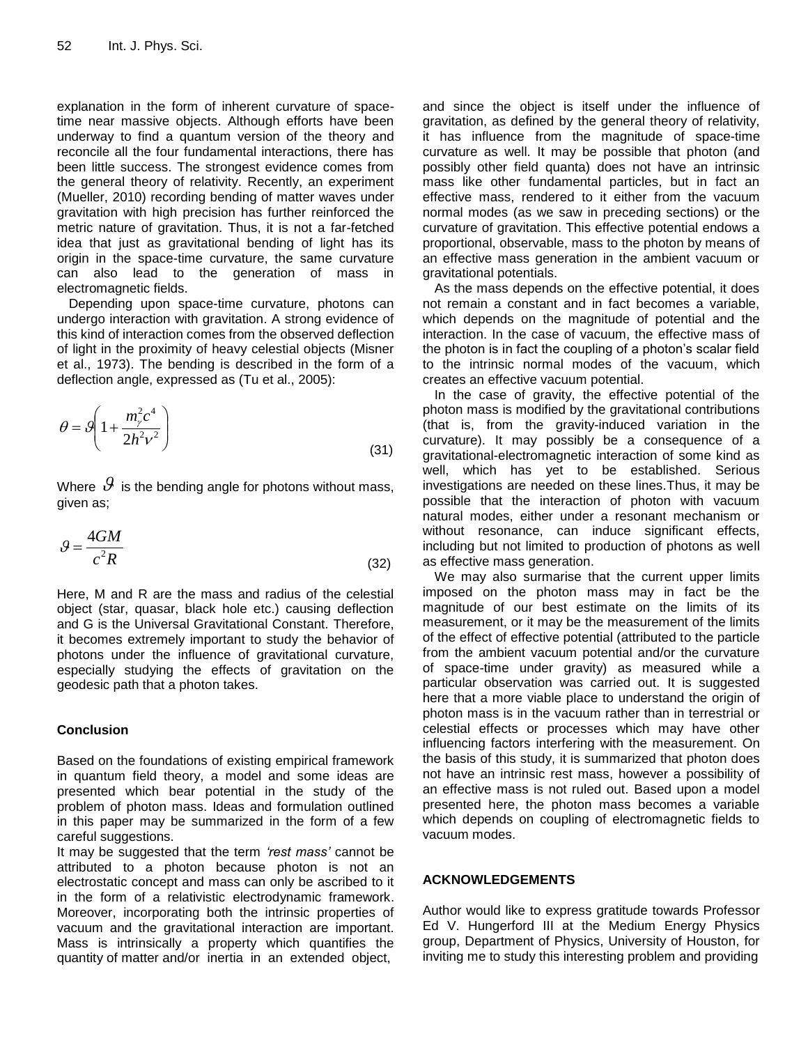explanation in the form of inherent curvature of space-time near massive objects. Although efforts have been underway to find a quantum version of the theory and reconcile all the four fundamental interactions, there has been little success. The strongest evidence comes from the general theory of relativity. Recently, an experiment (Mueller, 2010) recording bending of matter waves under gravitation with high precision has further reinforced the metric nature of gravitation. Thus, it is not a far-fetched idea that just as gravitational bending of light has its origin in the space-time curvature, the same curvature can also lead to the generation of mass in electromagnetic fields.

Depending upon space-time curvature, photons can undergo interaction with gravitation. A strong evidence of this kind of interaction comes from the observed deflection of light in the proximity of heavy celestial objects (Misner et al., 1973). The bending is described in the form of a deflection angle, expressed as (Tu et al., 2005):

$$\theta = \vartheta\left(1 + \frac{m_\gamma^2 c^4}{2h^2 \nu^2}\right) \tag{31}$$

Where $\vartheta$ is the bending angle for photons without mass, given as;

$$\vartheta = \frac{4GM}{c^2 R} \tag{32}$$

Here, M and R are the mass and radius of the celestial object (star, quasar, black hole etc.) causing deflection and G is the Universal Gravitational Constant. Therefore, it becomes extremely important to study the behavior of photons under the influence of gravitational curvature, especially studying the effects of gravitation on the geodesic path that a photon takes.

## Conclusion

Based on the foundations of existing empirical framework in quantum field theory, a model and some ideas are presented which bear potential in the study of the problem of photon mass. Ideas and formulation outlined in this paper may be summarized in the form of a few careful suggestions.

It may be suggested that the term *'rest mass'* cannot be attributed to a photon because photon is not an electrostatic concept and mass can only be ascribed to it in the form of a relativistic electrodynamic framework. Moreover, incorporating both the intrinsic properties of vacuum and the gravitational interaction are important. Mass is intrinsically a property which quantifies the quantity of matter and/or inertia in an extended object, and since the object is itself under the influence of gravitation, as defined by the general theory of relativity, it has influence from the magnitude of space-time curvature as well. It may be possible that photon (and possibly other field quanta) does not have an intrinsic mass like other fundamental particles, but in fact an effective mass, rendered to it either from the vacuum normal modes (as we saw in preceding sections) or the curvature of gravitation. This effective potential endows a proportional, observable, mass to the photon by means of an effective mass generation in the ambient vacuum or gravitational potentials.

As the mass depends on the effective potential, it does not remain a constant and in fact becomes a variable, which depends on the magnitude of potential and the interaction. In the case of vacuum, the effective mass of the photon is in fact the coupling of a photon's scalar field to the intrinsic normal modes of the vacuum, which creates an effective vacuum potential.

In the case of gravity, the effective potential of the photon mass is modified by the gravitational contributions (that is, from the gravity-induced variation in the curvature). It may possibly be a consequence of a gravitational-electromagnetic interaction of some kind as well, which has yet to be established. Serious investigations are needed on these lines.Thus, it may be possible that the interaction of photon with vacuum natural modes, either under a resonant mechanism or without resonance, can induce significant effects, including but not limited to production of photons as well as effective mass generation.

We may also surmarise that the current upper limits imposed on the photon mass may in fact be the magnitude of our best estimate on the limits of its measurement, or it may be the measurement of the limits of the effect of effective potential (attributed to the particle from the ambient vacuum potential and/or the curvature of space-time under gravity) as measured while a particular observation was carried out. It is suggested here that a more viable place to understand the origin of photon mass is in the vacuum rather than in terrestrial or celestial effects or processes which may have other influencing factors interfering with the measurement. On the basis of this study, it is summarized that photon does not have an intrinsic rest mass, however a possibility of an effective mass is not ruled out. Based upon a model presented here, the photon mass becomes a variable which depends on coupling of electromagnetic fields to vacuum modes.

## ACKNOWLEDGEMENTS

Author would like to express gratitude towards Professor Ed V. Hungerford III at the Medium Energy Physics group, Department of Physics, University of Houston, for inviting me to study this interesting problem and providing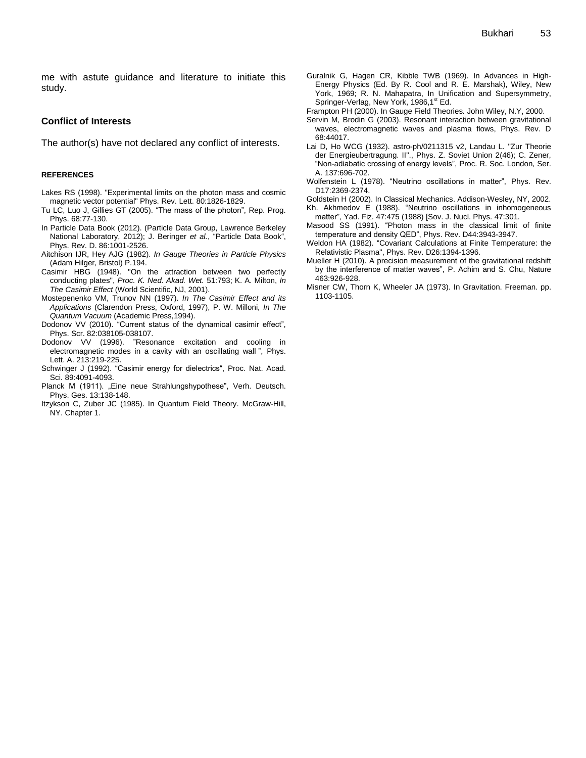me with astute guidance and literature to initiate this study.

## Conflict of Interests

The author(s) have not declared any conflict of interests.

### REFERENCES

Lakes RS (1998). "Experimental limits on the photon mass and cosmic magnetic vector potential" Phys. Rev. Lett. 80:1826-1829.

Tu LC, Luo J, Gillies GT (2005). "The mass of the photon", Rep. Prog. Phys. 68:77-130.

In Particle Data Book (2012). (Particle Data Group, Lawrence Berkeley National Laboratory, 2012); J. Beringer *et al.*, "Particle Data Book", Phys. Rev. D. 86:1001-2526.

Aitchison IJR, Hey AJG (1982). *In Gauge Theories in Particle Physics* (Adam Hilger, Bristol) P.194.

Casimir HBG (1948). "On the attraction between two perfectly conducting plates", *Proc. K. Ned. Akad. Wet.* 51:793; K. A. Milton, *In The Casimir Effect* (World Scientific, NJ, 2001).

Mostepenenko VM, Trunov NN (1997). *In The Casimir Effect and its Applications* (Clarendon Press, Oxford, 1997), P. W. Milloni, *In The Quantum Vacuum* (Academic Press,1994).

Dodonov VV (2010). "Current status of the dynamical casimir effect", Phys. Scr. 82:038105-038107.

Dodonov VV (1996). "Resonance excitation and cooling in electromagnetic modes in a cavity with an oscillating wall ", Phys. Lett. A. 213:219-225.

Schwinger J (1992). "Casimir energy for dielectrics", Proc. Nat. Acad. Sci. 89:4091-4093.

Planck M (1911). „Eine neue Strahlungshypothese", Verh. Deutsch. Phys. Ges. 13:138-148.

Itzykson C, Zuber JC (1985). In Quantum Field Theory. McGraw-Hill, NY. Chapter 1.

Guralnik G, Hagen CR, Kibble TWB (1969). In Advances in High-Energy Physics (Ed. By R. Cool and R. E. Marshak), Wiley, New York, 1969; R. N. Mahapatra, In Unification and Supersymmetry, Springer-Verlag, New York, 1986,1st Ed.

Frampton PH (2000). In Gauge Field Theories*.* John Wiley, N.Y, 2000.

Servin M, Brodin G (2003). Resonant interaction between gravitational waves, electromagnetic waves and plasma flows, Phys. Rev. D 68:44017.

Lai D, Ho WCG (1932). astro-ph/0211315 v2, Landau L. "Zur Theorie der Energieubertragung. II"., Phys. Z. Soviet Union 2(46); C. Zener, "Non-adiabatic crossing of energy levels", Proc. R. Soc. London, Ser. A. 137:696-702.

Wolfenstein L (1978). "Neutrino oscillations in matter", Phys. Rev. D17:2369-2374.

Goldstein H (2002). In Classical Mechanics. Addison-Wesley, NY, 2002.

Kh. Akhmedov E (1988). "Neutrino oscillations in inhomogeneous matter", Yad. Fiz. 47:475 (1988) [Sov. J. Nucl. Phys. 47:301.

Masood SS (1991). "Photon mass in the classical limit of finite temperature and density QED", Phys. Rev. D44:3943-3947.

Weldon HA (1982). "Covariant Calculations at Finite Temperature: the Relativistic Plasma", Phys. Rev. D26:1394-1396.

Mueller H (2010). A precision measurement of the gravitational redshift by the interference of matter waves", P. Achim and S. Chu, Nature 463:926-928.

Misner CW, Thorn K, Wheeler JA (1973). In Gravitation. Freeman. pp. 1103-1105.